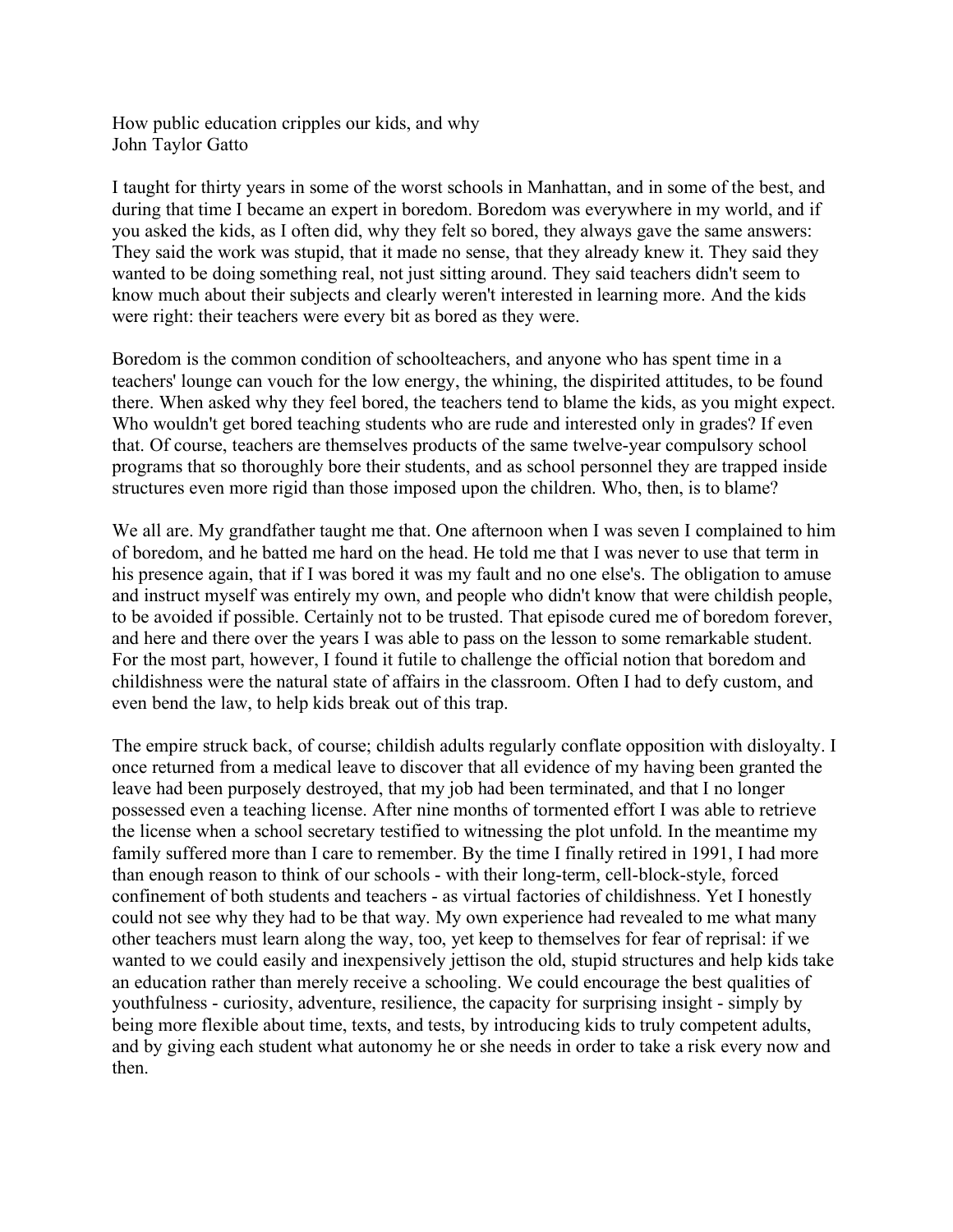# How public education cripples our kids, and why

John Taylor Gatto

I taught for thirty years in some of the worst schools in Manhattan, and in some of the best, and during that time I became an expert in boredom. Boredom was everywhere in my world, and if you asked the kids, as I often did, why they felt so bored, they always gave the same answers: They said the work was stupid, that it made no sense, that they already knew it. They said they wanted to be doing something real, not just sitting around. They said teachers didn't seem to know much about their subjects and clearly weren't interested in learning more. And the kids were right: their teachers were every bit as bored as they were.

Boredom is the common condition of schoolteachers, and anyone who has spent time in a teachers' lounge can vouch for the low energy, the whining, the dispirited attitudes, to be found there. When asked why they feel bored, the teachers tend to blame the kids, as you might expect. Who wouldn't get bored teaching students who are rude and interested only in grades? If even that. Of course, teachers are themselves products of the same twelve-year compulsory school programs that so thoroughly bore their students, and as school personnel they are trapped inside structures even more rigid than those imposed upon the children. Who, then, is to blame?

We all are. My grandfather taught me that. One afternoon when I was seven I complained to him of boredom, and he batted me hard on the head. He told me that I was never to use that term in his presence again, that if I was bored it was my fault and no one else's. The obligation to amuse and instruct myself was entirely my own, and people who didn't know that were childish people, to be avoided if possible. Certainly not to be trusted. That episode cured me of boredom forever, and here and there over the years I was able to pass on the lesson to some remarkable student. For the most part, however, I found it futile to challenge the official notion that boredom and childishness were the natural state of affairs in the classroom. Often I had to defy custom, and even bend the law, to help kids break out of this trap.

The empire struck back, of course; childish adults regularly conflate opposition with disloyalty. I once returned from a medical leave to discover that all evidence of my having been granted the leave had been purposely destroyed, that my job had been terminated, and that I no longer possessed even a teaching license. After nine months of tormented effort I was able to retrieve the license when a school secretary testified to witnessing the plot unfold. In the meantime my family suffered more than I care to remember. By the time I finally retired in 1991, I had more than enough reason to think of our schools - with their long-term, cell-block-style, forced confinement of both students and teachers - as virtual factories of childishness. Yet I honestly could not see why they had to be that way. My own experience had revealed to me what many other teachers must learn along the way, too, yet keep to themselves for fear of reprisal: if we wanted to we could easily and inexpensively jettison the old, stupid structures and help kids take an education rather than merely receive a schooling. We could encourage the best qualities of youthfulness - curiosity, adventure, resilience, the capacity for surprising insight - simply by being more flexible about time, texts, and tests, by introducing kids to truly competent adults, and by giving each student what autonomy he or she needs in order to take a risk every now and then.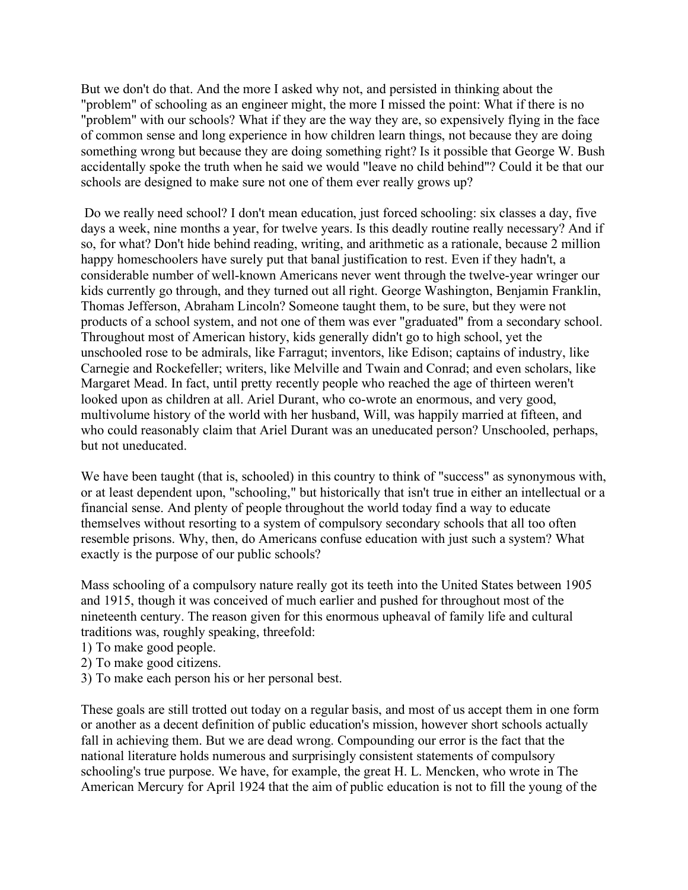But we don't do that. And the more I asked why not, and persisted in thinking about the "problem" of schooling as an engineer might, the more I missed the point: What if there is no "problem" with our schools? What if they are the way they are, so expensively flying in the face of common sense and long experience in how children learn things, not because they are doing something wrong but because they are doing something right? Is it possible that George W. Bush accidentally spoke the truth when he said we would "leave no child behind"? Could it be that our schools are designed to make sure not one of them ever really grows up?

Do we really need school? I don't mean education, just forced schooling: six classes a day, five days a week, nine months a year, for twelve years. Is this deadly routine really necessary? And if so, for what? Don't hide behind reading, writing, and arithmetic as a rationale, because 2 million happy homeschoolers have surely put that banal justification to rest. Even if they hadn't, a considerable number of well-known Americans never went through the twelve-year wringer our kids currently go through, and they turned out all right. George Washington, Benjamin Franklin, Thomas Jefferson, Abraham Lincoln? Someone taught them, to be sure, but they were not products of a school system, and not one of them was ever "graduated" from a secondary school. Throughout most of American history, kids generally didn't go to high school, yet the unschooled rose to be admirals, like Farragut; inventors, like Edison; captains of industry, like Carnegie and Rockefeller; writers, like Melville and Twain and Conrad; and even scholars, like Margaret Mead. In fact, until pretty recently people who reached the age of thirteen weren't looked upon as children at all. Ariel Durant, who co-wrote an enormous, and very good, multivolume history of the world with her husband, Will, was happily married at fifteen, and who could reasonably claim that Ariel Durant was an uneducated person? Unschooled, perhaps, but not uneducated.

We have been taught (that is, schooled) in this country to think of "success" as synonymous with, or at least dependent upon, "schooling," but historically that isn't true in either an intellectual or a financial sense. And plenty of people throughout the world today find a way to educate themselves without resorting to a system of compulsory secondary schools that all too often resemble prisons. Why, then, do Americans confuse education with just such a system? What exactly is the purpose of our public schools?

Mass schooling of a compulsory nature really got its teeth into the United States between 1905 and 1915, though it was conceived of much earlier and pushed for throughout most of the nineteenth century. The reason given for this enormous upheaval of family life and cultural traditions was, roughly speaking, threefold:

1) To make good people.
2) To make good citizens.
3) To make each person his or her personal best.

These goals are still trotted out today on a regular basis, and most of us accept them in one form or another as a decent definition of public education's mission, however short schools actually fall in achieving them. But we are dead wrong. Compounding our error is the fact that the national literature holds numerous and surprisingly consistent statements of compulsory schooling's true purpose. We have, for example, the great H. L. Mencken, who wrote in The American Mercury for April 1924 that the aim of public education is not to fill the young of the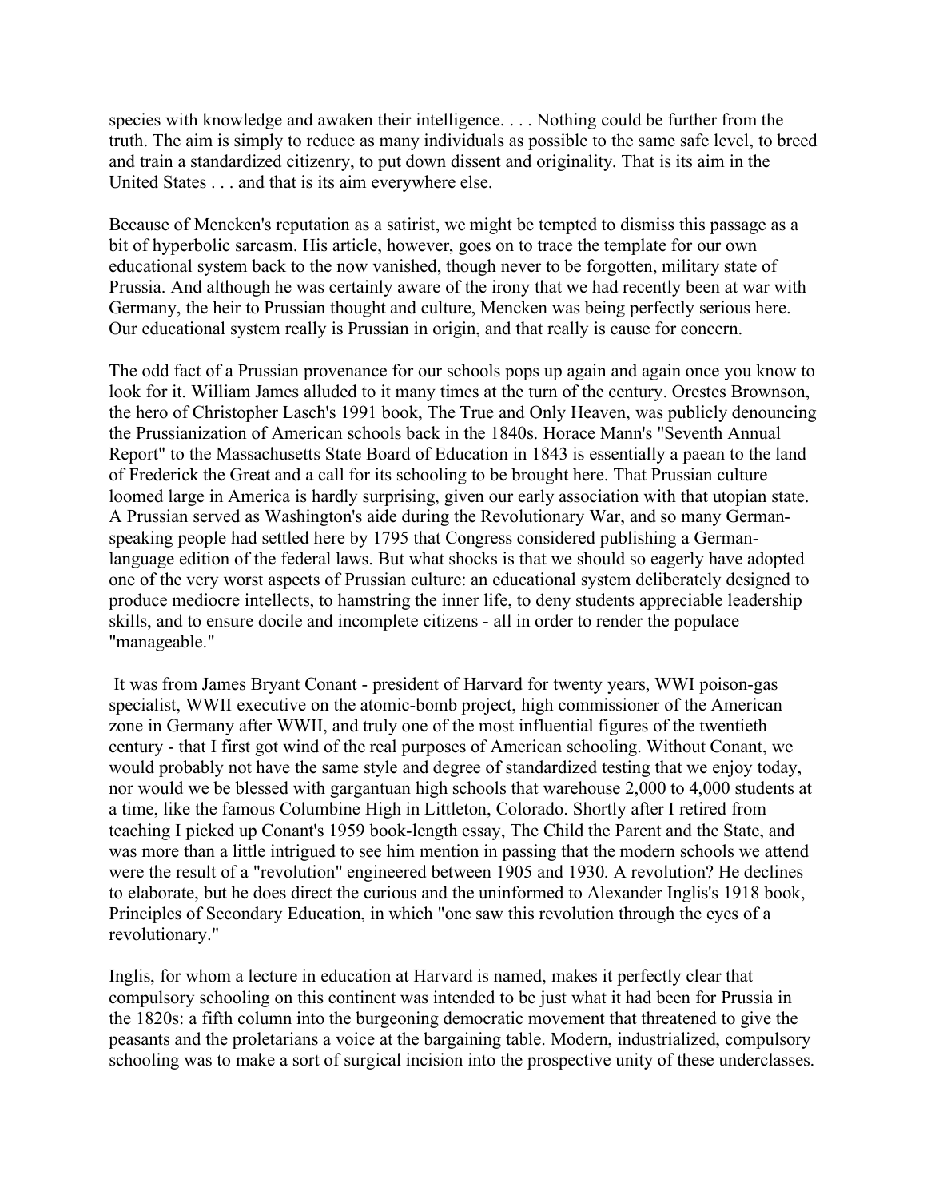species with knowledge and awaken their intelligence. . . . Nothing could be further from the truth. The aim is simply to reduce as many individuals as possible to the same safe level, to breed and train a standardized citizenry, to put down dissent and originality. That is its aim in the United States . . . and that is its aim everywhere else.

Because of Mencken's reputation as a satirist, we might be tempted to dismiss this passage as a bit of hyperbolic sarcasm. His article, however, goes on to trace the template for our own educational system back to the now vanished, though never to be forgotten, military state of Prussia. And although he was certainly aware of the irony that we had recently been at war with Germany, the heir to Prussian thought and culture, Mencken was being perfectly serious here. Our educational system really is Prussian in origin, and that really is cause for concern.

The odd fact of a Prussian provenance for our schools pops up again and again once you know to look for it. William James alluded to it many times at the turn of the century. Orestes Brownson, the hero of Christopher Lasch's 1991 book, The True and Only Heaven, was publicly denouncing the Prussianization of American schools back in the 1840s. Horace Mann's "Seventh Annual Report" to the Massachusetts State Board of Education in 1843 is essentially a paean to the land of Frederick the Great and a call for its schooling to be brought here. That Prussian culture loomed large in America is hardly surprising, given our early association with that utopian state. A Prussian served as Washington's aide during the Revolutionary War, and so many German-speaking people had settled here by 1795 that Congress considered publishing a German-language edition of the federal laws. But what shocks is that we should so eagerly have adopted one of the very worst aspects of Prussian culture: an educational system deliberately designed to produce mediocre intellects, to hamstring the inner life, to deny students appreciable leadership skills, and to ensure docile and incomplete citizens - all in order to render the populace "manageable."

It was from James Bryant Conant - president of Harvard for twenty years, WWI poison-gas specialist, WWII executive on the atomic-bomb project, high commissioner of the American zone in Germany after WWII, and truly one of the most influential figures of the twentieth century - that I first got wind of the real purposes of American schooling. Without Conant, we would probably not have the same style and degree of standardized testing that we enjoy today, nor would we be blessed with gargantuan high schools that warehouse 2,000 to 4,000 students at a time, like the famous Columbine High in Littleton, Colorado. Shortly after I retired from teaching I picked up Conant's 1959 book-length essay, The Child the Parent and the State, and was more than a little intrigued to see him mention in passing that the modern schools we attend were the result of a "revolution" engineered between 1905 and 1930. A revolution? He declines to elaborate, but he does direct the curious and the uninformed to Alexander Inglis's 1918 book, Principles of Secondary Education, in which "one saw this revolution through the eyes of a revolutionary."

Inglis, for whom a lecture in education at Harvard is named, makes it perfectly clear that compulsory schooling on this continent was intended to be just what it had been for Prussia in the 1820s: a fifth column into the burgeoning democratic movement that threatened to give the peasants and the proletarians a voice at the bargaining table. Modern, industrialized, compulsory schooling was to make a sort of surgical incision into the prospective unity of these underclasses.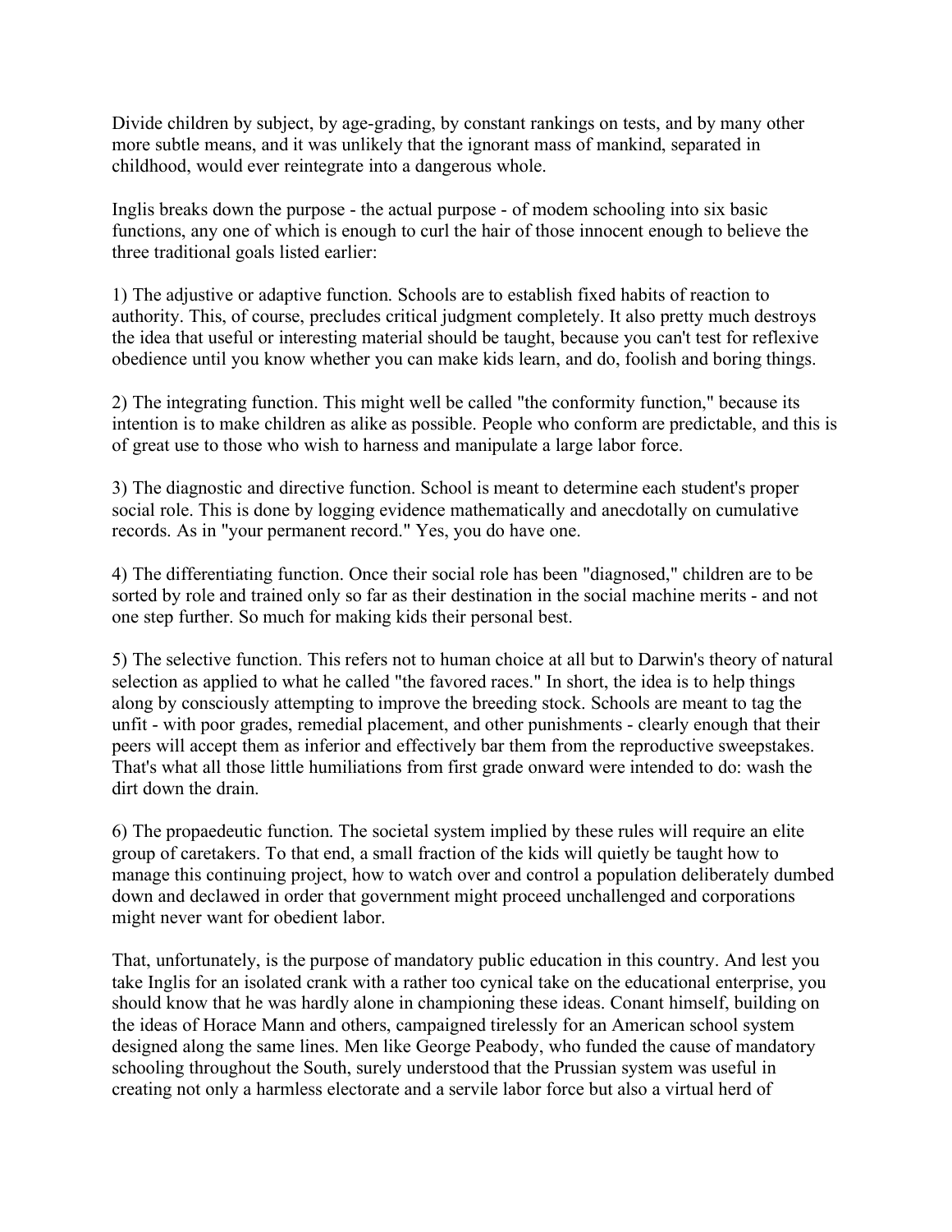Divide children by subject, by age-grading, by constant rankings on tests, and by many other more subtle means, and it was unlikely that the ignorant mass of mankind, separated in childhood, would ever reintegrate into a dangerous whole.

Inglis breaks down the purpose - the actual purpose - of modem schooling into six basic functions, any one of which is enough to curl the hair of those innocent enough to believe the three traditional goals listed earlier:

1) The adjustive or adaptive function. Schools are to establish fixed habits of reaction to authority. This, of course, precludes critical judgment completely. It also pretty much destroys the idea that useful or interesting material should be taught, because you can't test for reflexive obedience until you know whether you can make kids learn, and do, foolish and boring things.

2) The integrating function. This might well be called "the conformity function," because its intention is to make children as alike as possible. People who conform are predictable, and this is of great use to those who wish to harness and manipulate a large labor force.

3) The diagnostic and directive function. School is meant to determine each student's proper social role. This is done by logging evidence mathematically and anecdotally on cumulative records. As in "your permanent record." Yes, you do have one.

4) The differentiating function. Once their social role has been "diagnosed," children are to be sorted by role and trained only so far as their destination in the social machine merits - and not one step further. So much for making kids their personal best.

5) The selective function. This refers not to human choice at all but to Darwin's theory of natural selection as applied to what he called "the favored races." In short, the idea is to help things along by consciously attempting to improve the breeding stock. Schools are meant to tag the unfit - with poor grades, remedial placement, and other punishments - clearly enough that their peers will accept them as inferior and effectively bar them from the reproductive sweepstakes. That's what all those little humiliations from first grade onward were intended to do: wash the dirt down the drain.

6) The propaedeutic function. The societal system implied by these rules will require an elite group of caretakers. To that end, a small fraction of the kids will quietly be taught how to manage this continuing project, how to watch over and control a population deliberately dumbed down and declawed in order that government might proceed unchallenged and corporations might never want for obedient labor.

That, unfortunately, is the purpose of mandatory public education in this country. And lest you take Inglis for an isolated crank with a rather too cynical take on the educational enterprise, you should know that he was hardly alone in championing these ideas. Conant himself, building on the ideas of Horace Mann and others, campaigned tirelessly for an American school system designed along the same lines. Men like George Peabody, who funded the cause of mandatory schooling throughout the South, surely understood that the Prussian system was useful in creating not only a harmless electorate and a servile labor force but also a virtual herd of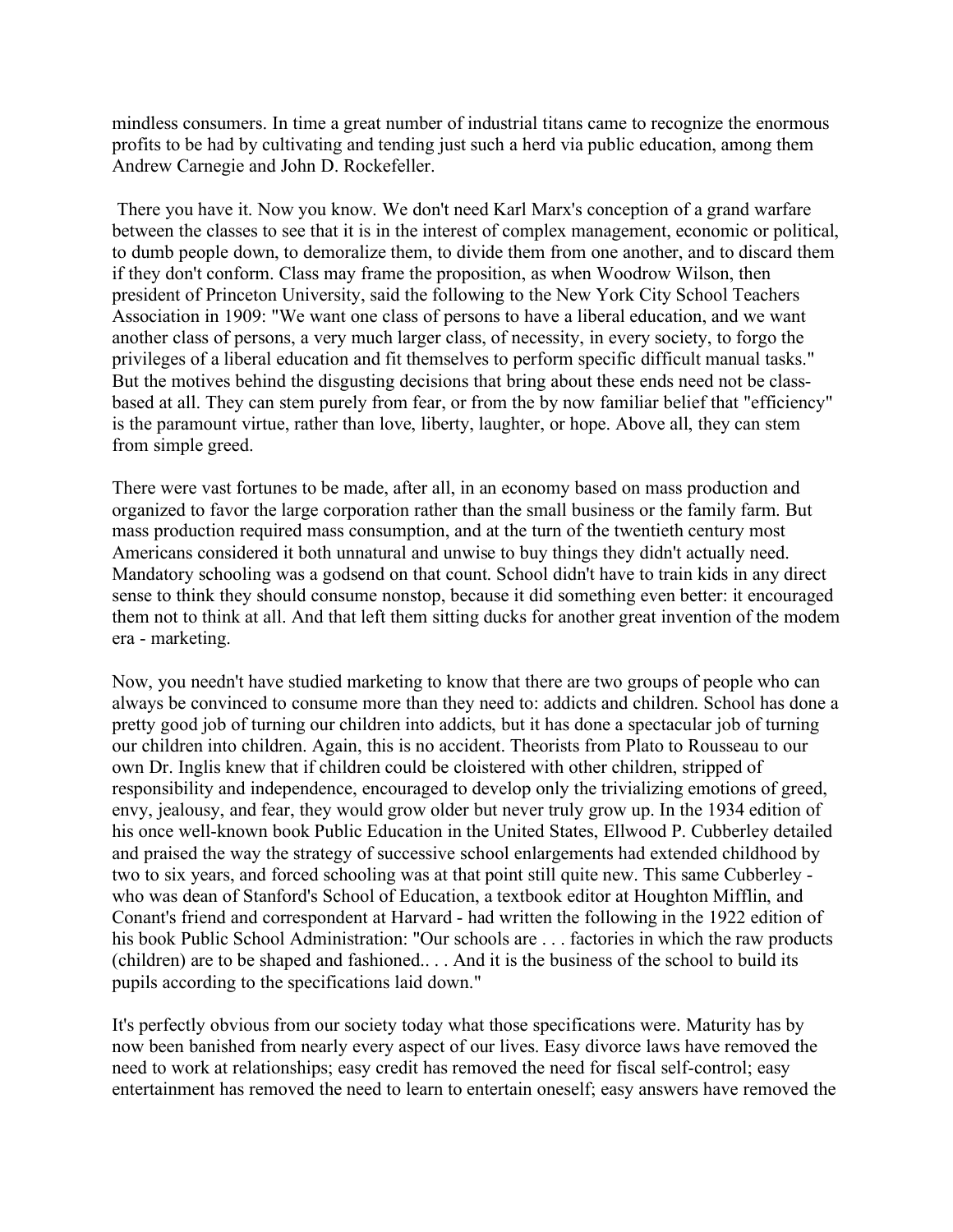mindless consumers. In time a great number of industrial titans came to recognize the enormous profits to be had by cultivating and tending just such a herd via public education, among them Andrew Carnegie and John D. Rockefeller.

There you have it. Now you know. We don't need Karl Marx's conception of a grand warfare between the classes to see that it is in the interest of complex management, economic or political, to dumb people down, to demoralize them, to divide them from one another, and to discard them if they don't conform. Class may frame the proposition, as when Woodrow Wilson, then president of Princeton University, said the following to the New York City School Teachers Association in 1909: "We want one class of persons to have a liberal education, and we want another class of persons, a very much larger class, of necessity, in every society, to forgo the privileges of a liberal education and fit themselves to perform specific difficult manual tasks." But the motives behind the disgusting decisions that bring about these ends need not be class-based at all. They can stem purely from fear, or from the by now familiar belief that "efficiency" is the paramount virtue, rather than love, liberty, laughter, or hope. Above all, they can stem from simple greed.

There were vast fortunes to be made, after all, in an economy based on mass production and organized to favor the large corporation rather than the small business or the family farm. But mass production required mass consumption, and at the turn of the twentieth century most Americans considered it both unnatural and unwise to buy things they didn't actually need. Mandatory schooling was a godsend on that count. School didn't have to train kids in any direct sense to think they should consume nonstop, because it did something even better: it encouraged them not to think at all. And that left them sitting ducks for another great invention of the modem era - marketing.

Now, you needn't have studied marketing to know that there are two groups of people who can always be convinced to consume more than they need to: addicts and children. School has done a pretty good job of turning our children into addicts, but it has done a spectacular job of turning our children into children. Again, this is no accident. Theorists from Plato to Rousseau to our own Dr. Inglis knew that if children could be cloistered with other children, stripped of responsibility and independence, encouraged to develop only the trivializing emotions of greed, envy, jealousy, and fear, they would grow older but never truly grow up. In the 1934 edition of his once well-known book Public Education in the United States, Ellwood P. Cubberley detailed and praised the way the strategy of successive school enlargements had extended childhood by two to six years, and forced schooling was at that point still quite new. This same Cubberley - who was dean of Stanford's School of Education, a textbook editor at Houghton Mifflin, and Conant's friend and correspondent at Harvard - had written the following in the 1922 edition of his book Public School Administration: "Our schools are . . . factories in which the raw products (children) are to be shaped and fashioned.. . . And it is the business of the school to build its pupils according to the specifications laid down."

It's perfectly obvious from our society today what those specifications were. Maturity has by now been banished from nearly every aspect of our lives. Easy divorce laws have removed the need to work at relationships; easy credit has removed the need for fiscal self-control; easy entertainment has removed the need to learn to entertain oneself; easy answers have removed the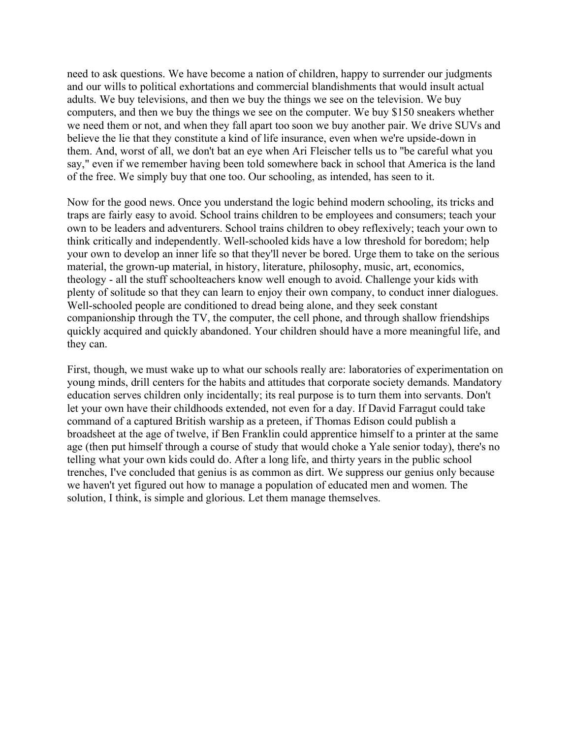need to ask questions. We have become a nation of children, happy to surrender our judgments and our wills to political exhortations and commercial blandishments that would insult actual adults. We buy televisions, and then we buy the things we see on the television. We buy computers, and then we buy the things we see on the computer. We buy $150 sneakers whether we need them or not, and when they fall apart too soon we buy another pair. We drive SUVs and believe the lie that they constitute a kind of life insurance, even when we're upside-down in them. And, worst of all, we don't bat an eye when Ari Fleischer tells us to "be careful what you say," even if we remember having been told somewhere back in school that America is the land of the free. We simply buy that one too. Our schooling, as intended, has seen to it.

Now for the good news. Once you understand the logic behind modern schooling, its tricks and traps are fairly easy to avoid. School trains children to be employees and consumers; teach your own to be leaders and adventurers. School trains children to obey reflexively; teach your own to think critically and independently. Well-schooled kids have a low threshold for boredom; help your own to develop an inner life so that they'll never be bored. Urge them to take on the serious material, the grown-up material, in history, literature, philosophy, music, art, economics, theology - all the stuff schoolteachers know well enough to avoid. Challenge your kids with plenty of solitude so that they can learn to enjoy their own company, to conduct inner dialogues. Well-schooled people are conditioned to dread being alone, and they seek constant companionship through the TV, the computer, the cell phone, and through shallow friendships quickly acquired and quickly abandoned. Your children should have a more meaningful life, and they can.

First, though, we must wake up to what our schools really are: laboratories of experimentation on young minds, drill centers for the habits and attitudes that corporate society demands. Mandatory education serves children only incidentally; its real purpose is to turn them into servants. Don't let your own have their childhoods extended, not even for a day. If David Farragut could take command of a captured British warship as a preteen, if Thomas Edison could publish a broadsheet at the age of twelve, if Ben Franklin could apprentice himself to a printer at the same age (then put himself through a course of study that would choke a Yale senior today), there's no telling what your own kids could do. After a long life, and thirty years in the public school trenches, I've concluded that genius is as common as dirt. We suppress our genius only because we haven't yet figured out how to manage a population of educated men and women. The solution, I think, is simple and glorious. Let them manage themselves.